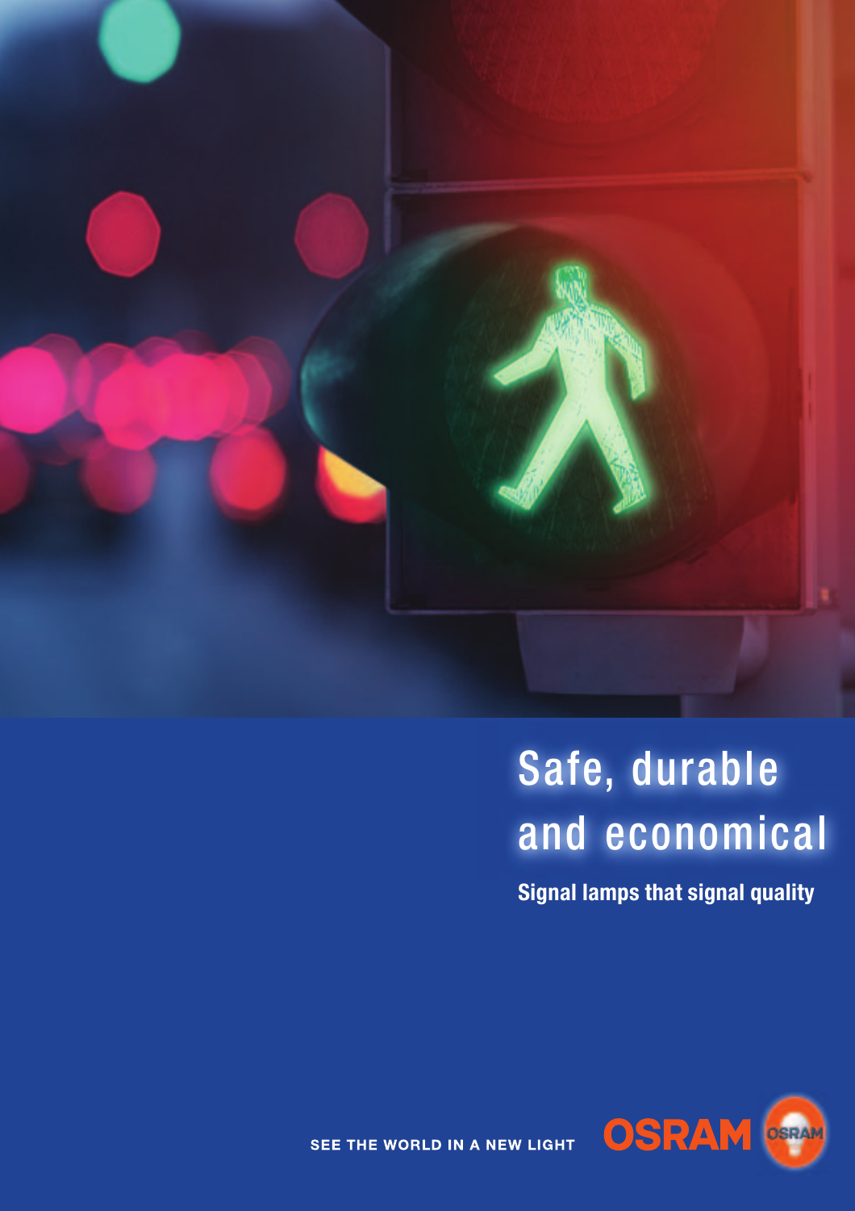# Safe, durable and economical

**Signal lamps that signal quality**

SEE THE WORLD IN A NEW LIGHT

OSRAM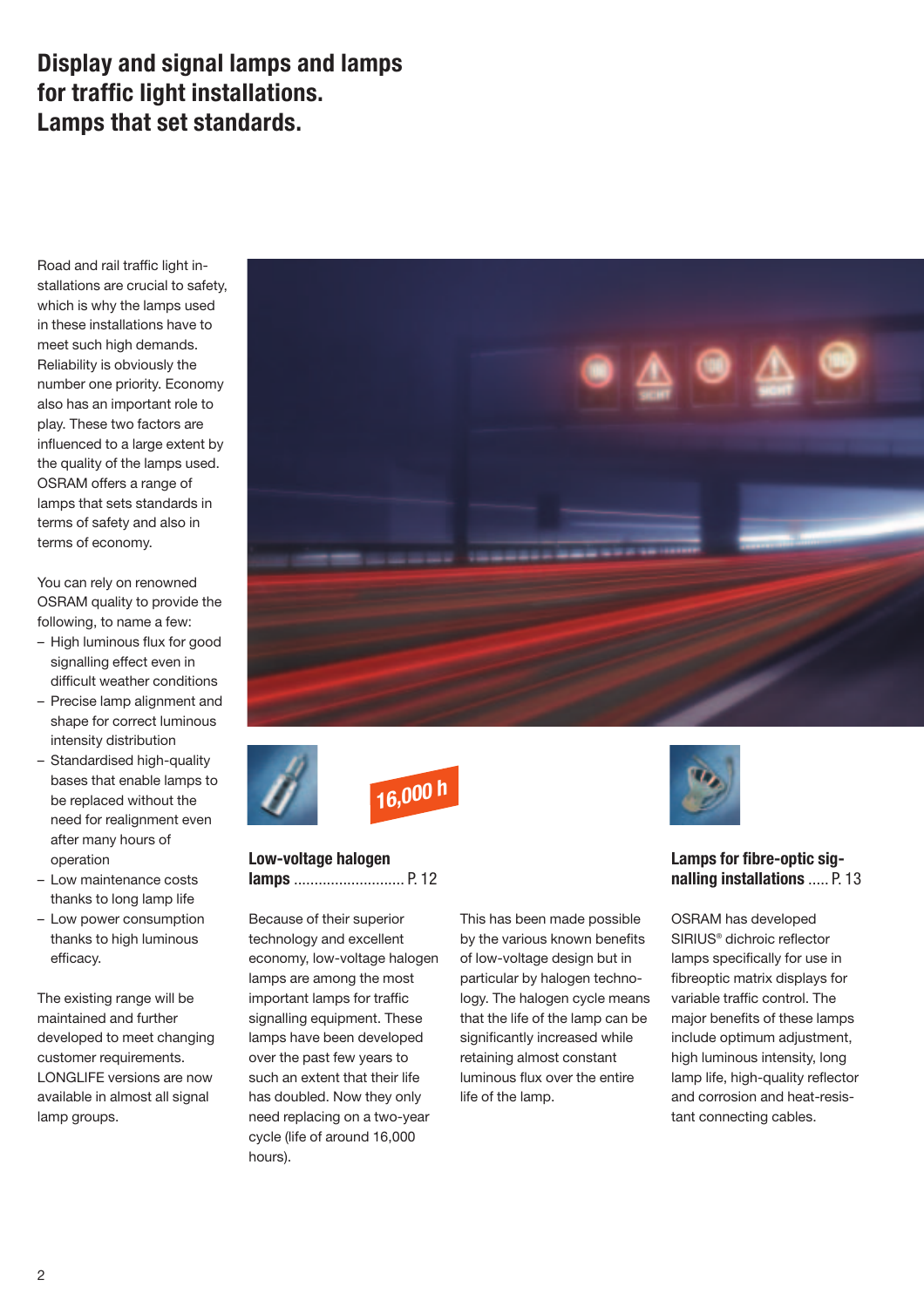# Display and signal lamps and lamps for traffic light installations. Lamps that set standards.

Road and rail traffic light installations are crucial to safety, which is why the lamps used in these installations have to meet such high demands. Reliability is obviously the number one priority. Economy also has an important role to play. These two factors are influenced to a large extent by the quality of the lamps used. OSRAM offers a range of lamps that sets standards in terms of safety and also in terms of economy.

You can rely on renowned OSRAM quality to provide the following, to name a few:

- High luminous flux for good signalling effect even in difficult weather conditions
- Precise lamp alignment and shape for correct luminous intensity distribution
- Standardised high-quality bases that enable lamps to be replaced without the need for realignment even after many hours of operation
- Low maintenance costs thanks to long lamp life
- Low power consumption thanks to high luminous efficacy.

The existing range will be maintained and further developed to meet changing customer requirements. LONGLIFE versions are now available in almost all signal lamp groups.

16,000 h

### Low-voltage halogen lamps .......................... P. 12

Because of their superior technology and excellent economy, low-voltage halogen lamps are among the most important lamps for traffic signalling equipment. These lamps have been developed over the past few years to such an extent that their life has doubled. Now they only need replacing on a two-year cycle (life of around 16,000 hours).

This has been made possible by the various known benefits of low-voltage design but in particular by halogen technology. The halogen cycle means that the life of the lamp can be significantly increased while retaining almost constant luminous flux over the entire life of the lamp.

### Lamps for fibre-optic signalling installations ..... P. 13

OSRAM has developed SIRIUS® dichroic reflector lamps specifically for use in fibreoptic matrix displays for variable traffic control. The major benefits of these lamps include optimum adjustment, high luminous intensity, long lamp life, high-quality reflector and corrosion and heat-resistant connecting cables.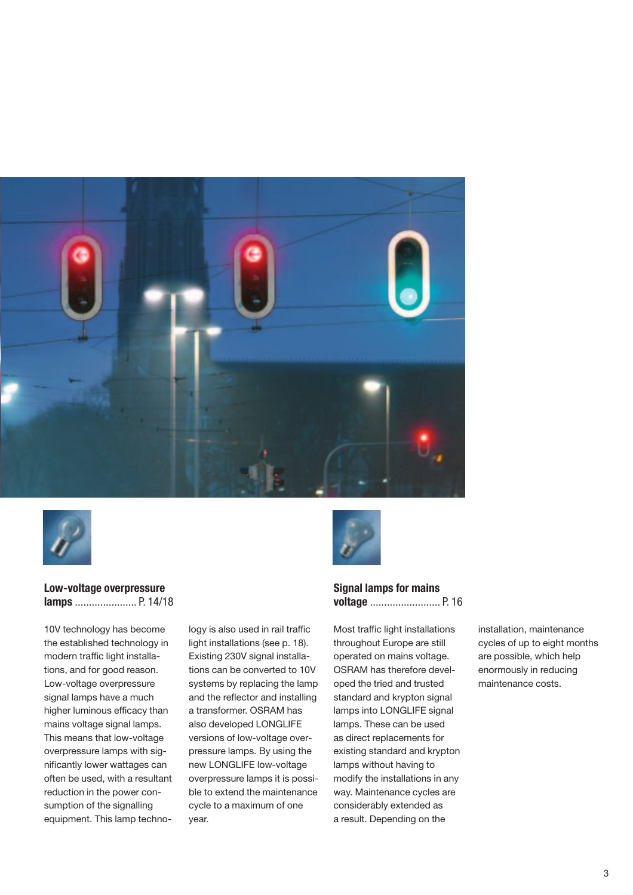### Low-voltage overpressure lamps ...................... P. 14/18

10V technology has become the established technology in modern traffic light installations, and for good reason. Low-voltage overpressure signal lamps have a much higher luminous efficacy than mains voltage signal lamps. This means that low-voltage overpressure lamps with significantly lower wattages can often be used, with a resultant reduction in the power consumption of the signalling equipment. This lamp technology is also used in rail traffic light installations (see p. 18). Existing 230V signal installations can be converted to 10V systems by replacing the lamp and the reflector and installing a transformer. OSRAM has also developed LONGLIFE versions of low-voltage overpressure lamps. By using the new LONGLIFE low-voltage overpressure lamps it is possible to extend the maintenance cycle to a maximum of one year.

### Signal lamps for mains voltage ......................... P. 16

Most traffic light installations throughout Europe are still operated on mains voltage. OSRAM has therefore developed the tried and trusted standard and krypton signal lamps into LONGLIFE signal lamps. These can be used as direct replacements for existing standard and krypton lamps without having to modify the installations in any way. Maintenance cycles are considerably extended as a result. Depending on the installation, maintenance cycles of up to eight months are possible, which help enormously in reducing maintenance costs.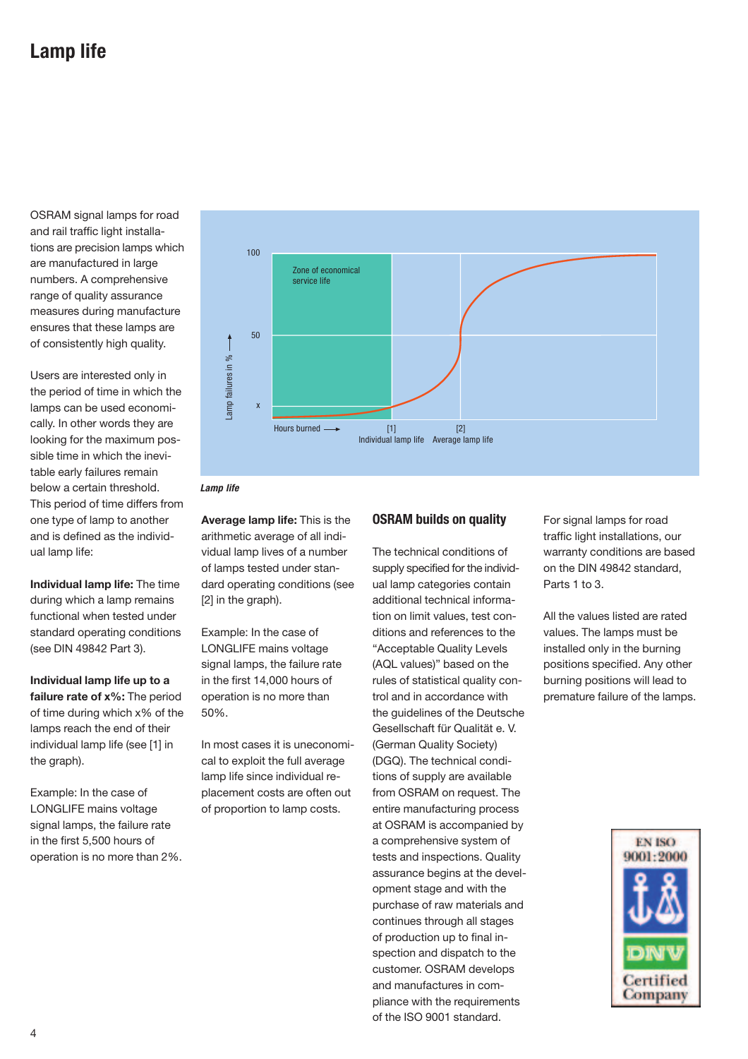# Lamp life

OSRAM signal lamps for road and rail traffic light installations are precision lamps which are manufactured in large numbers. A comprehensive range of quality assurance measures during manufacture ensures that these lamps are of consistently high quality.

Users are interested only in the period of time in which the lamps can be used economically. In other words they are looking for the maximum possible time in which the inevitable early failures remain below a certain threshold. This period of time differs from one type of lamp to another and is defined as the individual lamp life:

**Individual lamp life:** The time during which a lamp remains functional when tested under standard operating conditions (see DIN 49842 Part 3).

**Individual lamp life up to a failure rate of x%:** The period of time during which x% of the lamps reach the end of their individual lamp life (see [1] in the graph).

Example: In the case of LONGLIFE mains voltage signal lamps, the failure rate in the first 5,500 hours of operation is no more than 2%.

Zone of economical service life

100

50

x

Lamp failures in %

Hours burned

[1] Individual lamp life

[2] Average lamp life

*Lamp life*

**Average lamp life:** This is the arithmetic average of all individual lamp lives of a number of lamps tested under standard operating conditions (see [2] in the graph).

Example: In the case of LONGLIFE mains voltage signal lamps, the failure rate in the first 14,000 hours of operation is no more than 50%.

In most cases it is uneconomical to exploit the full average lamp life since individual replacement costs are often out of proportion to lamp costs.

## OSRAM builds on quality

The technical conditions of supply specified for the individual lamp categories contain additional technical information on limit values, test conditions and references to the "Acceptable Quality Levels (AQL values)" based on the rules of statistical quality control and in accordance with the guidelines of the Deutsche Gesellschaft für Qualität e. V. (German Quality Society) (DGQ). The technical conditions of supply are available from OSRAM on request. The entire manufacturing process at OSRAM is accompanied by a comprehensive system of tests and inspections. Quality assurance begins at the development stage and with the purchase of raw materials and continues through all stages of production up to final inspection and dispatch to the customer. OSRAM develops and manufactures in compliance with the requirements of the ISO 9001 standard.

For signal lamps for road traffic light installations, our warranty conditions are based on the DIN 49842 standard, Parts 1 to 3.

All the values listed are rated values. The lamps must be installed only in the burning positions specified. Any other burning positions will lead to premature failure of the lamps.

EN ISO 9001:2000

DNV Certified Company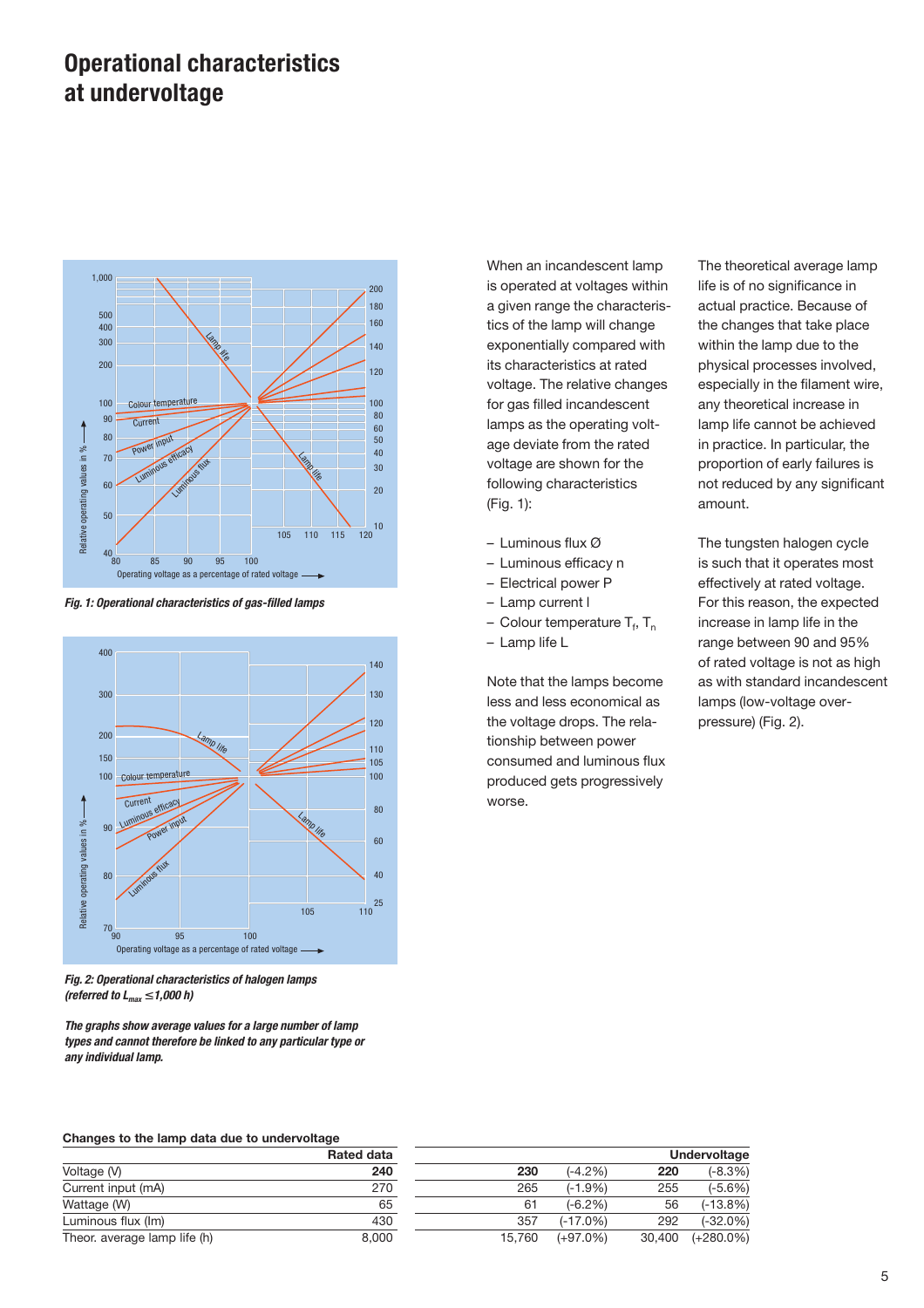# Operational characteristics at undervoltage

*Fig. 1: Operational characteristics of gas-filled lamps*

*Fig. 2: Operational characteristics of halogen lamps (referred to $L_{max} \leq 1{,}000$ h)*

*The graphs show average values for a large number of lamp types and cannot therefore be linked to any particular type or any individual lamp.*

When an incandescent lamp is operated at voltages within a given range the characteristics of the lamp will change exponentially compared with its characteristics at rated voltage. The relative changes for gas filled incandescent lamps as the operating voltage deviate from the rated voltage are shown for the following characteristics (Fig. 1):

- Luminous flux Ø
- Luminous efficacy n
- Electrical power P
- Lamp current I
- Colour temperature $T_f$, $T_n$
- Lamp life L

Note that the lamps become less and less economical as the voltage drops. The relationship between power consumed and luminous flux produced gets progressively worse.

The theoretical average lamp life is of no significance in actual practice. Because of the changes that take place within the lamp due to the physical processes involved, especially in the filament wire, any theoretical increase in lamp life cannot be achieved in practice. In particular, the proportion of early failures is not reduced by any significant amount.

The tungsten halogen cycle is such that it operates most effectively at rated voltage. For this reason, the expected increase in lamp life in the range between 90 and 95% of rated voltage is not as high as with standard incandescent lamps (low-voltage overpressure) (Fig. 2).

**Changes to the lamp data due to undervoltage**

| | Rated data | Undervoltage | | | |
|---|---|---|---|---|---|
| Voltage (V) | **240** | **230** | (-4.2%) | **220** | (-8.3%) |
| Current input (mA) | 270 | 265 | (-1.9%) | 255 | (-5.6%) |
| Wattage (W) | 65 | 61 | (-6.2%) | 56 | (-13.8%) |
| Luminous flux (lm) | 430 | 357 | (-17.0%) | 292 | (-32.0%) |
| Theor. average lamp life (h) | 8,000 | 15,760 | (+97.0%) | 30,400 | (+280.0%) |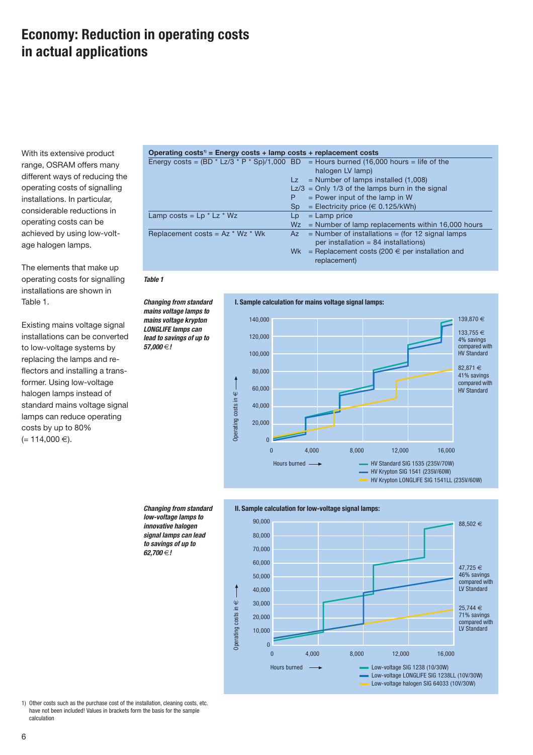# Economy: Reduction in operating costs in actual applications

With its extensive product range, OSRAM offers many different ways of reducing the operating costs of signalling installations. In particular, considerable reductions in operating costs can be achieved by using low-voltage halogen lamps.

The elements that make up operating costs for signalling installations are shown in Table 1.

Existing mains voltage signal installations can be converted to low-voltage systems by replacing the lamps and reflectors and installing a transformer. Using low-voltage halogen lamps instead of standard mains voltage signal lamps can reduce operating costs by up to 80% (= 114,000 €).

| **Operating costs[1] = Energy costs + lamp costs + replacement costs** | | |
|---|---|---|
| Energy costs = (BD * Lz/3 * P * Sp)/1,000 | BD | = Hours burned (16,000 hours = life of the halogen LV lamp) |
| | Lz | = Number of lamps installed (1,008) |
| | Lz/3 | = Only 1/3 of the lamps burn in the signal |
| | P | = Power input of the lamp in W |
| | Sp | = Electricity price (€ 0.125/kWh) |
| Lamp costs = Lp * Lz * Wz | Lp | = Lamp price |
| | Wz | = Number of lamp replacements within 16,000 hours |
| Replacement costs = Az * Wz * Wk | Az | = Number of installations = (for 12 signal lamps per installation = 84 installations) |
| | Wk | = Replacement costs (200 € per installation and replacement) |

*Table 1*

***Changing from standard mains voltage lamps to mains voltage krypton LONGLIFE lamps can lead to savings of up to 57,000 €!***

**I. Sample calculation for mains voltage signal lamps:**

Operating costs in € vs. Hours burned (0–16,000)

- HV Standard SIG 1535 (235V/70W): 139,870 €
- HV Krypton SIG 1541 (235V/60W): 133,755 € – 4% savings compared with HV Standard
- HV Krypton LONGLIFE SIG 1541LL (235V/60W): 82,871 € – 41% savings compared with HV Standard

***Changing from standard low-voltage lamps to innovative halogen signal lamps can lead to savings of up to 62,700 €!***

**II. Sample calculation for low-voltage signal lamps:**

Operating costs in € vs. Hours burned (0–16,000)

- Low-voltage SIG 1238 (10/30W): 88,502 €
- Low-voltage LONGLIFE SIG 1238LL (10V/30W): 47,725 € – 46% savings compared with LV Standard
- Low-voltage halogen SIG 64033 (10V/30W): 25,744 € – 71% savings compared with LV Standard

1) Other costs such as the purchase cost of the installation, cleaning costs, etc. have not been included! Values in brackets form the basis for the sample calculation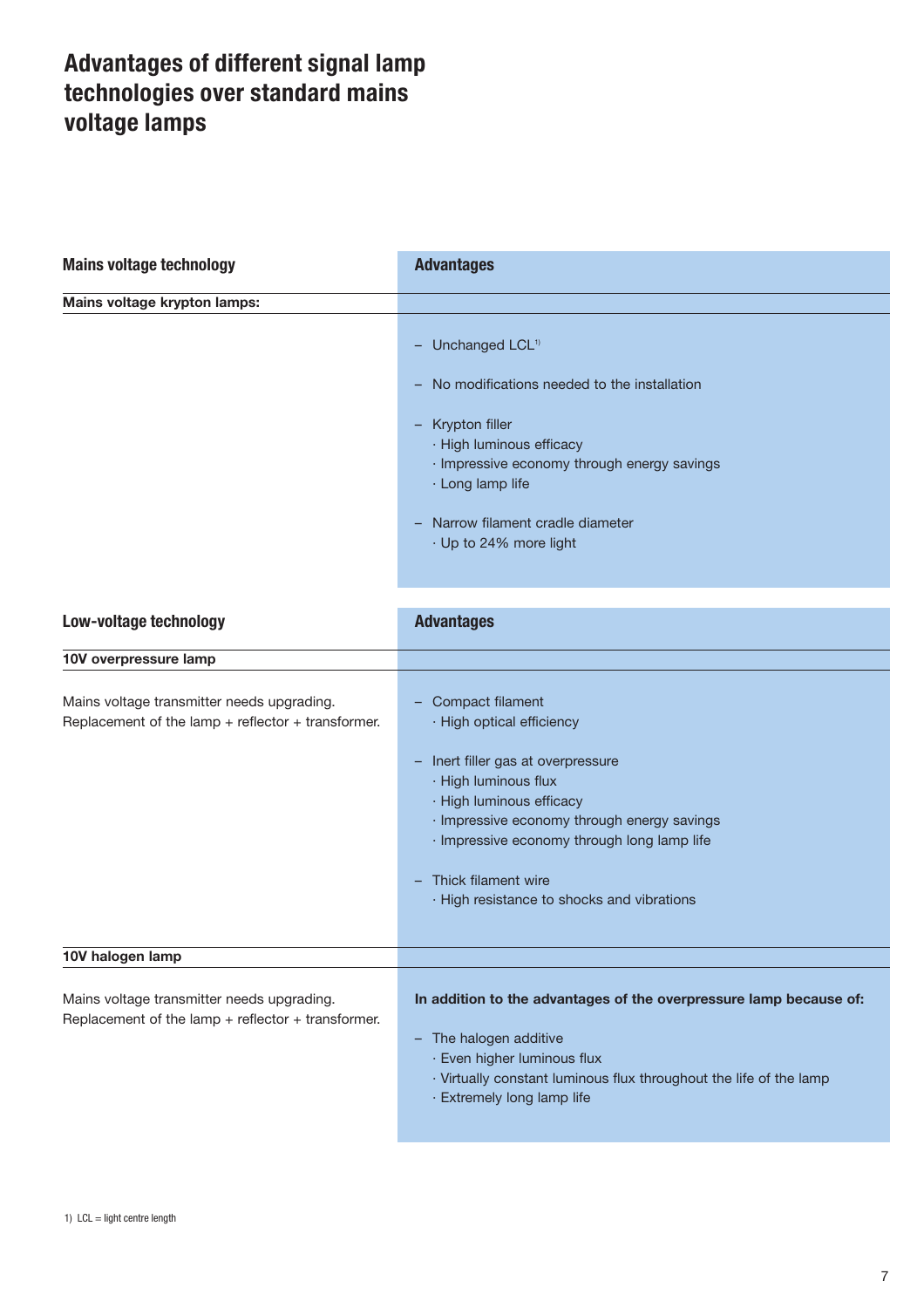# Advantages of different signal lamp technologies over standard mains voltage lamps

| Mains voltage technology | Advantages |
|---|---|
| **Mains voltage krypton lamps:** | |
| | – Unchanged LCL[1]<br><br>– No modifications needed to the installation<br><br>– Krypton filler<br>· High luminous efficacy<br>· Impressive economy through energy savings<br>· Long lamp life<br><br>– Narrow filament cradle diameter<br>· Up to 24% more light |

| Low-voltage technology | Advantages |
|---|---|
| **10V overpressure lamp** | |
| Mains voltage transmitter needs upgrading.<br>Replacement of the lamp + reflector + transformer. | – Compact filament<br>· High optical efficiency<br><br>– Inert filler gas at overpressure<br>· High luminous flux<br>· High luminous efficacy<br>· Impressive economy through energy savings<br>· Impressive economy through long lamp life<br><br>– Thick filament wire<br>· High resistance to shocks and vibrations |
| **10V halogen lamp** | |
| Mains voltage transmitter needs upgrading.<br>Replacement of the lamp + reflector + transformer. | **In addition to the advantages of the overpressure lamp because of:**<br><br>– The halogen additive<br>· Even higher luminous flux<br>· Virtually constant luminous flux throughout the life of the lamp<br>· Extremely long lamp life |

1) LCL = light centre length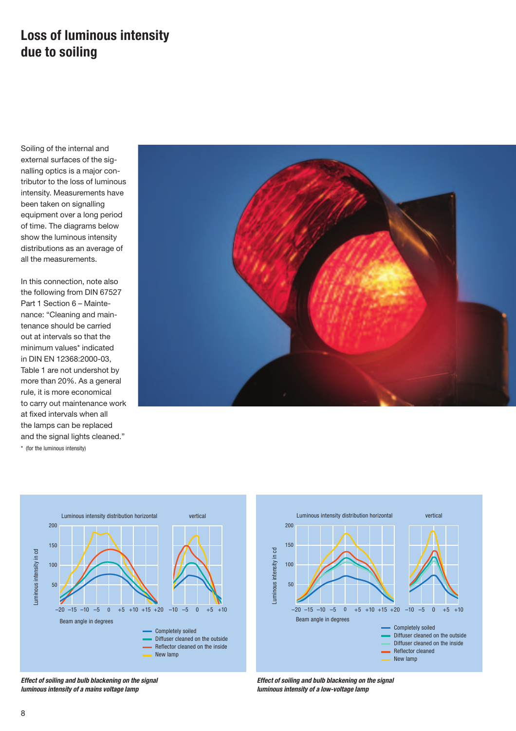# Loss of luminous intensity due to soiling

Soiling of the internal and external surfaces of the signalling optics is a major contributor to the loss of luminous intensity. Measurements have been taken on signalling equipment over a long period of time. The diagrams below show the luminous intensity distributions as an average of all the measurements.

In this connection, note also the following from DIN 67527 Part 1 Section 6 – Maintenance: "Cleaning and maintenance should be carried out at intervals so that the minimum values* indicated in DIN EN 12368:2000-03, Table 1 are not undershot by more than 20%. As a general rule, it is more economical to carry out maintenance work at fixed intervals when all the lamps can be replaced and the signal lights cleaned."

\* (for the luminous intensity)

*Effect of soiling and bulb blackening on the signal luminous intensity of a mains voltage lamp*

*Effect of soiling and bulb blackening on the signal luminous intensity of a low-voltage lamp*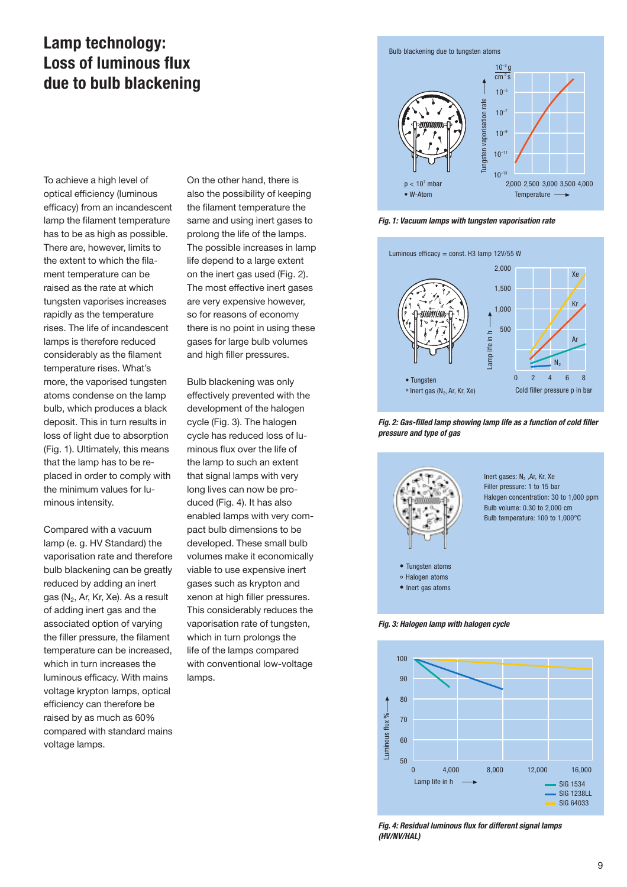# Lamp technology: Loss of luminous flux due to bulb blackening

To achieve a high level of optical efficiency (luminous efficacy) from an incandescent lamp the filament temperature has to be as high as possible. There are, however, limits to the extent to which the filament temperature can be raised as the rate at which tungsten vaporises increases rapidly as the temperature rises. The life of incandescent lamps is therefore reduced considerably as the filament temperature rises. What's more, the vaporised tungsten atoms condense on the lamp bulb, which produces a black deposit. This in turn results in loss of light due to absorption (Fig. 1). Ultimately, this means that the lamp has to be replaced in order to comply with the minimum values for luminous intensity.

Compared with a vacuum lamp (e. g. HV Standard) the vaporisation rate and therefore bulb blackening can be greatly reduced by adding an inert gas ($N_2$, Ar, Kr, Xe). As a result of adding inert gas and the associated option of varying the filler pressure, the filament temperature can be increased, which in turn increases the luminous efficacy. With mains voltage krypton lamps, optical efficiency can therefore be raised by as much as 60% compared with standard mains voltage lamps.

On the other hand, there is also the possibility of keeping the filament temperature the same and using inert gases to prolong the life of the lamps. The possible increases in lamp life depend to a large extent on the inert gas used (Fig. 2). The most effective inert gases are very expensive however, so for reasons of economy there is no point in using these gases for large bulb volumes and high filler pressures.

Bulb blackening was only effectively prevented with the development of the halogen cycle (Fig. 3). The halogen cycle has reduced loss of luminous flux over the life of the lamp to such an extent that signal lamps with very long lives can now be produced (Fig. 4). It has also enabled lamps with very compact bulb dimensions to be developed. These small bulb volumes make it economically viable to use expensive inert gases such as krypton and xenon at high filler pressures. This considerably reduces the vaporisation rate of tungsten, which in turn prolongs the life of the lamps compared with conventional low-voltage lamps.

Bulb blackening due to tungsten atoms

$p < 10^7$ mbar
• W-Atom

***Fig. 1: Vacuum lamps with tungsten vaporisation rate***

Luminous efficacy = const. H3 lamp 12V/55 W

• Tungsten
∘ Inert gas ($N_2$, Ar, Kr, Xe)

***Fig. 2: Gas-filled lamp showing lamp life as a function of cold filler pressure and type of gas***

Inert gases: $N_2$, Ar, Kr, Xe
Filler pressure: 1 to 15 bar
Halogen concentration: 30 to 1,000 ppm
Bulb volume: 0.30 to 2,000 cm
Bulb temperature: 100 to 1,000°C

• Tungsten atoms
∘ Halogen atoms
• Inert gas atoms

***Fig. 3: Halogen lamp with halogen cycle***

SIG 1534
SIG 1238LL
SIG 64033

***Fig. 4: Residual luminous flux for different signal lamps (HV/NV/HAL)***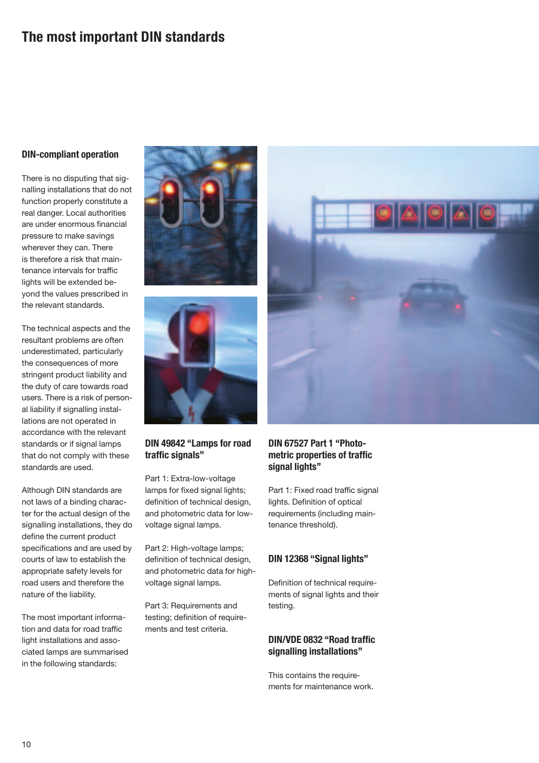# The most important DIN standards

## DIN-compliant operation

There is no disputing that signalling installations that do not function properly constitute a real danger. Local authorities are under enormous financial pressure to make savings wherever they can. There is therefore a risk that maintenance intervals for traffic lights will be extended beyond the values prescribed in the relevant standards.

The technical aspects and the resultant problems are often underestimated, particularly the consequences of more stringent product liability and the duty of care towards road users. There is a risk of personal liability if signalling installations are not operated in accordance with the relevant standards or if signal lamps that do not comply with these standards are used.

Although DIN standards are not laws of a binding character for the actual design of the signalling installations, they do define the current product specifications and are used by courts of law to establish the appropriate safety levels for road users and therefore the nature of the liability.

The most important information and data for road traffic light installations and associated lamps are summarised in the following standards:

## DIN 49842 "Lamps for road traffic signals"

Part 1: Extra-low-voltage lamps for fixed signal lights; definition of technical design, and photometric data for low-voltage signal lamps.

Part 2: High-voltage lamps; definition of technical design, and photometric data for high-voltage signal lamps.

Part 3: Requirements and testing; definition of requirements and test criteria.

## DIN 67527 Part 1 "Photometric properties of traffic signal lights"

Part 1: Fixed road traffic signal lights. Definition of optical requirements (including maintenance threshold).

## DIN 12368 "Signal lights"

Definition of technical requirements of signal lights and their testing.

## DIN/VDE 0832 "Road traffic signalling installations"

This contains the requirements for maintenance work.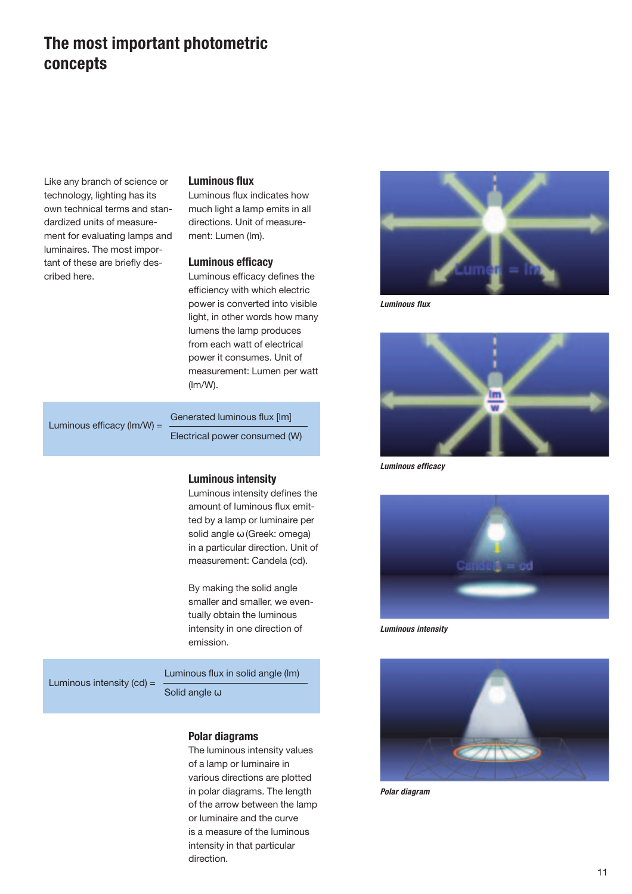# The most important photometric concepts

Like any branch of science or technology, lighting has its own technical terms and standardized units of measurement for evaluating lamps and luminaires. The most important of these are briefly described here.

### Luminous flux

Luminous flux indicates how much light a lamp emits in all directions. Unit of measurement: Lumen (lm).

### Luminous efficacy

Luminous efficacy defines the efficiency with which electric power is converted into visible light, in other words how many lumens the lamp produces from each watt of electrical power it consumes. Unit of measurement: Lumen per watt (lm/W).

$$\text{Luminous efficacy (lm/W)} = \frac{\text{Generated luminous flux [lm]}}{\text{Electrical power consumed (W)}}$$

### Luminous intensity

Luminous intensity defines the amount of luminous flux emitted by a lamp or luminaire per solid angle $\omega$ (Greek: omega) in a particular direction. Unit of measurement: Candela (cd).

By making the solid angle smaller and smaller, we eventually obtain the luminous intensity in one direction of emission.

$$\text{Luminous intensity (cd)} = \frac{\text{Luminous flux in solid angle (lm)}}{\text{Solid angle } \omega}$$

### Polar diagrams

The luminous intensity values of a lamp or luminaire in various directions are plotted in polar diagrams. The length of the arrow between the lamp or luminaire and the curve is a measure of the luminous intensity in that particular direction.

*Luminous flux*

*Luminous efficacy*

*Luminous intensity*

*Polar diagram*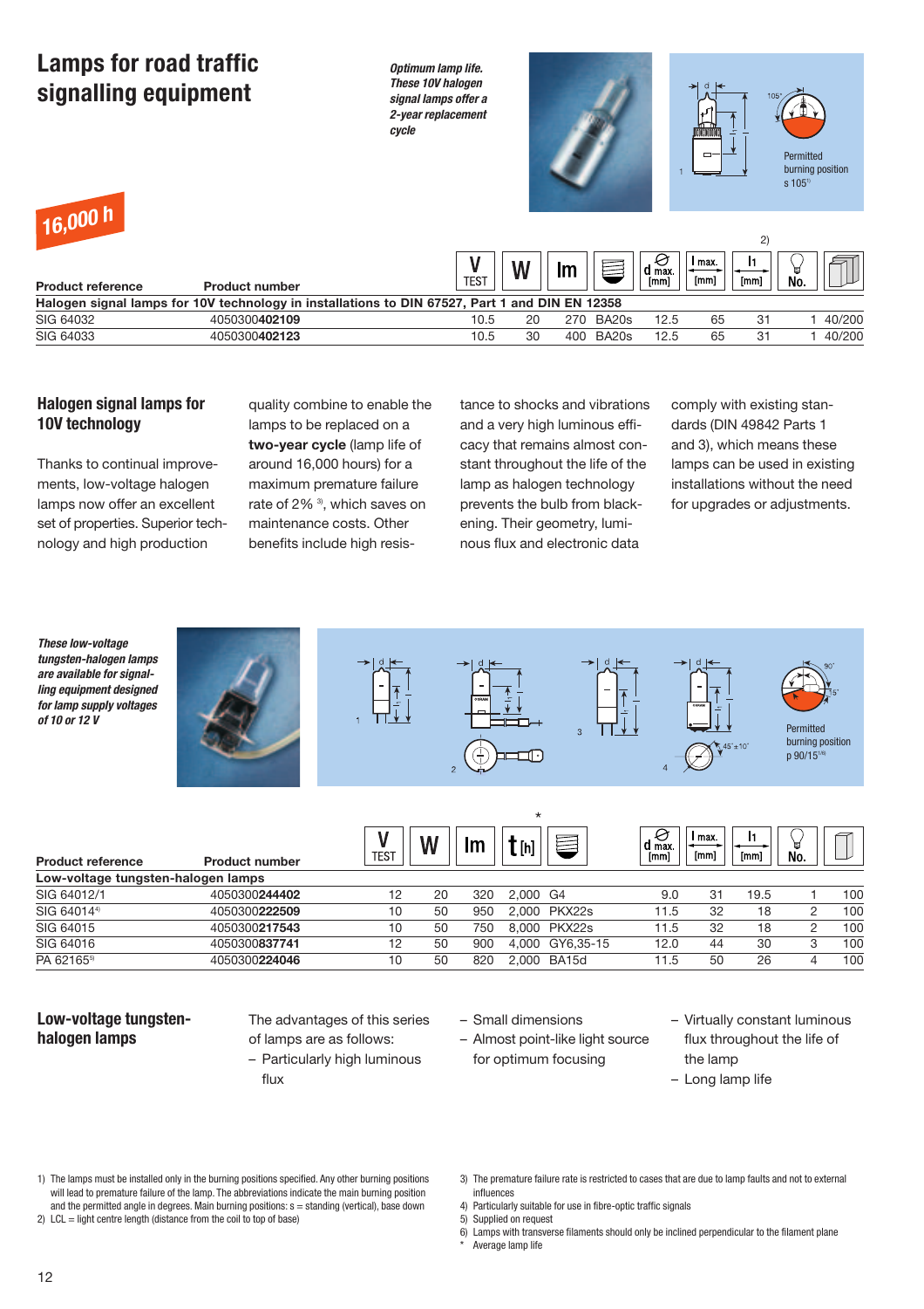# Lamps for road traffic signalling equipment

*Optimum lamp life. These 10V halogen signal lamps offer a 2-year replacement cycle*

Permitted burning position s 105°[1)]

16,000 h

| Product reference | Product number | V TEST | W | lm | Base | d max. [mm] | l max. [mm] | l1 [mm] 2) | No. | Pack |
|---|---|---|---|---|---|---|---|---|---|---|
| **Halogen signal lamps for 10V technology in installations to DIN 67527, Part 1 and DIN EN 12358** | | | | | | | | | | |
| SIG 64032 | 4050300**402109** | 10.5 | 20 | 270 | BA20s | 12.5 | 65 | 31 | 1 | 40/200 |
| SIG 64033 | 4050300**402123** | 10.5 | 30 | 400 | BA20s | 12.5 | 65 | 31 | 1 | 40/200 |

## Halogen signal lamps for 10V technology

Thanks to continual improvements, low-voltage halogen lamps now offer an excellent set of properties. Superior technology and high production quality combine to enable the lamps to be replaced on a **two-year cycle** (lamp life of around 16,000 hours) for a maximum premature failure rate of 2% [3)], which saves on maintenance costs. Other benefits include high resistance to shocks and vibrations and a very high luminous efficacy that remains almost constant throughout the life of the lamp as halogen technology prevents the bulb from blackening. Their geometry, luminous flux and electronic data comply with existing standards (DIN 49842 Parts 1 and 3), which means these lamps can be used in existing installations without the need for upgrades or adjustments.

*These low-voltage tungsten-halogen lamps are available for signalling equipment designed for lamp supply voltages of 10 or 12 V*

Permitted burning position p 90/15[1)6)]

| Product reference | Product number | V TEST | W | lm | t [h]* | Base | d max. [mm] | l max. [mm] | l1 [mm] | No. | Pack |
|---|---|---|---|---|---|---|---|---|---|---|---|
| **Low-voltage tungsten-halogen lamps** | | | | | | | | | | | |
| SIG 64012/1 | 4050300**244402** | 12 | 20 | 320 | 2,000 | G4 | 9.0 | 31 | 19.5 | 1 | 100 |
| SIG 64014[4)] | 4050300**222509** | 10 | 50 | 950 | 2,000 | PKX22s | 11.5 | 32 | 18 | 2 | 100 |
| SIG 64015 | 4050300**217543** | 10 | 50 | 750 | 8,000 | PKX22s | 11.5 | 32 | 18 | 2 | 100 |
| SIG 64016 | 4050300**837741** | 12 | 50 | 900 | 4,000 | GY6,35-15 | 12.0 | 44 | 30 | 3 | 100 |
| PA 62165[5)] | 4050300**224046** | 10 | 50 | 820 | 2,000 | BA15d | 11.5 | 50 | 26 | 4 | 100 |

## Low-voltage tungsten-halogen lamps

The advantages of this series of lamps are as follows:

- Particularly high luminous flux
- Small dimensions
- Almost point-like light source for optimum focusing
- Virtually constant luminous flux throughout the life of the lamp
- Long lamp life

1) The lamps must be installed only in the burning positions specified. Any other burning positions will lead to premature failure of the lamp. The abbreviations indicate the main burning position and the permitted angle in degrees. Main burning positions: s = standing (vertical), base down
2) LCL = light centre length (distance from the coil to top of base)
3) The premature failure rate is restricted to cases that are due to lamp faults and not to external influences
4) Particularly suitable for use in fibre-optic traffic signals
5) Supplied on request
6) Lamps with transverse filaments should only be inclined perpendicular to the filament plane
\* Average lamp life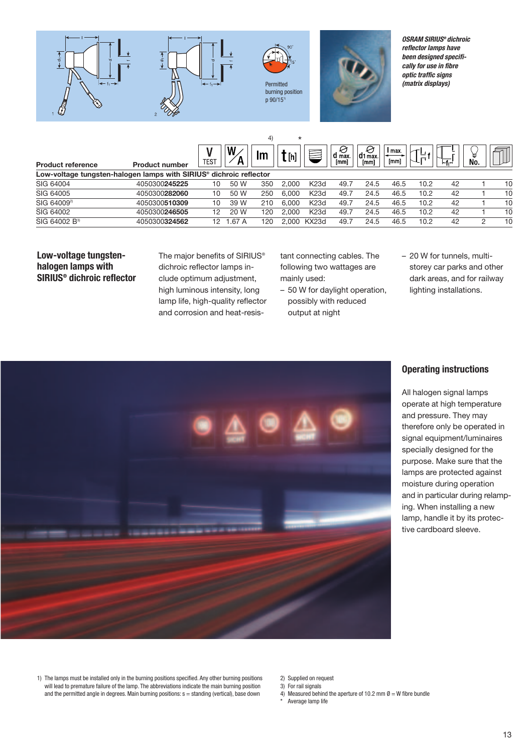Permitted burning position p 90/15[1]

***OSRAM SIRIUS® dichroic reflector lamps have been designed specifically for use in fibre optic traffic signs (matrix displays)***

| Product reference | Product number | V TEST | W/A | lm [4)] | t [h] * | Base | d max. [mm] | d1 max. [mm] | l max. [mm] | f | f1 | No. | Pack |
|---|---|---|---|---|---|---|---|---|---|---|---|---|---|
| **Low-voltage tungsten-halogen lamps with SIRIUS® dichroic reflector** | | | | | | | | | | | | | |
| SIG 64004 | 4050300**245225** | 10 | 50 W | 350 | 2,000 | K23d | 49.7 | 24.5 | 46.5 | 10.2 | 42 | 1 | 10 |
| SIG 64005 | 4050300**282060** | 10 | 50 W | 250 | 6,000 | K23d | 49.7 | 24.5 | 46.5 | 10.2 | 42 | 1 | 10 |
| SIG 64009[2] | 4050300**510309** | 10 | 39 W | 210 | 6,000 | K23d | 49.7 | 24.5 | 46.5 | 10.2 | 42 | 1 | 10 |
| SIG 64002 | 4050300**246505** | 12 | 20 W | 120 | 2,000 | K23d | 49.7 | 24.5 | 46.5 | 10.2 | 42 | 1 | 10 |
| SIG 64002 B[3] | 4050300**324562** | 12 | 1.67 A | 120 | 2,000 | KX23d | 49.7 | 24.5 | 46.5 | 10.2 | 42 | 2 | 10 |

## Low-voltage tungsten-halogen lamps with SIRIUS® dichroic reflector

The major benefits of SIRIUS® dichroic reflector lamps include optimum adjustment, high luminous intensity, long lamp life, high-quality reflector and corrosion and heat-resistant connecting cables. The following two wattages are mainly used:

- 50 W for daylight operation, possibly with reduced output at night
- 20 W for tunnels, multi-storey car parks and other dark areas, and for railway lighting installations.

## Operating instructions

All halogen signal lamps operate at high temperature and pressure. They may therefore only be operated in signal equipment/luminaires specially designed for the purpose. Make sure that the lamps are protected against moisture during operation and in particular during relamping. When installing a new lamp, handle it by its protective cardboard sleeve.

1) The lamps must be installed only in the burning positions specified. Any other burning positions will lead to premature failure of the lamp. The abbreviations indicate the main burning position and the permitted angle in degrees. Main burning positions: s = standing (vertical), base down

2) Supplied on request
3) For rail signals
4) Measured behind the aperture of 10.2 mm Ø = W fibre bundle
\* Average lamp life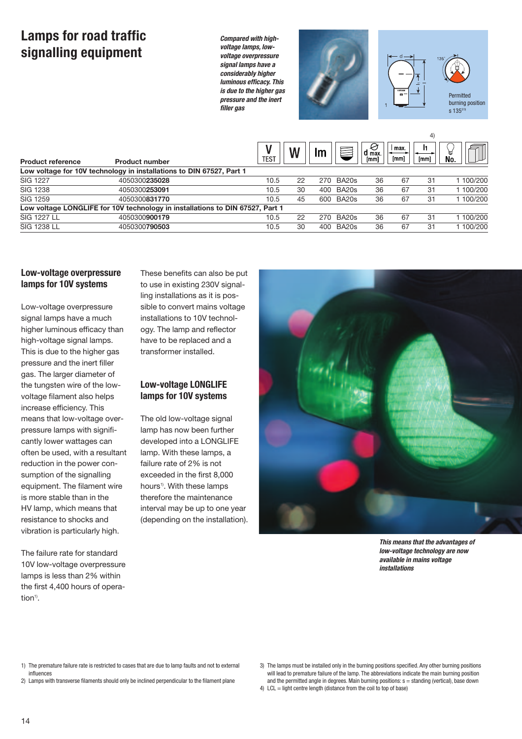# Lamps for road traffic signalling equipment

*Compared with high-voltage lamps, low-voltage overpressure signal lamps have a considerably higher luminous efficacy. This is due to the higher gas pressure and the inert filler gas*

Permitted burning position s 135[2,3]

| Product reference | Product number | V TEST | W | lm | Base | d max. [mm] | l max. [mm] | $l_1$ [mm] 4) | No. | Packing |
|---|---|---|---|---|---|---|---|---|---|---|
| **Low voltage for 10V technology in installations to DIN 67527, Part 1** | | | | | | | | | | |
| SIG 1227 | 4050300**235028** | 10.5 | 22 | 270 | BA20s | 36 | 67 | 31 | 1 | 100/200 |
| SIG 1238 | 4050300**253091** | 10.5 | 30 | 400 | BA20s | 36 | 67 | 31 | 1 | 100/200 |
| SIG 1259 | 4050300**831770** | 10.5 | 45 | 600 | BA20s | 36 | 67 | 31 | 1 | 100/200 |
| **Low voltage LONGLIFE for 10V technology in installations to DIN 67527, Part 1** | | | | | | | | | | |
| SIG 1227 LL | 4050300**900179** | 10.5 | 22 | 270 | BA20s | 36 | 67 | 31 | 1 | 100/200 |
| SIG 1238 LL | 4050300**790503** | 10.5 | 30 | 400 | BA20s | 36 | 67 | 31 | 1 | 100/200 |

## Low-voltage overpressure lamps for 10V systems

Low-voltage overpressure signal lamps have a much higher luminous efficacy than high-voltage signal lamps. This is due to the higher gas pressure and the inert filler gas. The larger diameter of the tungsten wire of the low-voltage filament also helps increase efficiency. This means that low-voltage overpressure lamps with significantly lower wattages can often be used, with a resultant reduction in the power consumption of the signalling equipment. The filament wire is more stable than in the HV lamp, which means that resistance to shocks and vibration is particularly high.

The failure rate for standard 10V low-voltage overpressure lamps is less than 2% within the first 4,400 hours of operation[1].

These benefits can also be put to use in existing 230V signalling installations as it is possible to convert mains voltage installations to 10V technology. The lamp and reflector have to be replaced and a transformer installed.

## Low-voltage LONGLIFE lamps for 10V systems

The old low-voltage signal lamp has now been further developed into a LONGLIFE lamp. With these lamps, a failure rate of 2% is not exceeded in the first 8,000 hours[1]. With these lamps therefore the maintenance interval may be up to one year (depending on the installation).

*This means that the advantages of low-voltage technology are now available in mains voltage installations*

1) The premature failure rate is restricted to cases that are due to lamp faults and not to external influences
2) Lamps with transverse filaments should only be inclined perpendicular to the filament plane
3) The lamps must be installed only in the burning positions specified. Any other burning positions will lead to premature failure of the lamp. The abbreviations indicate the main burning position and the permitted angle in degrees. Main burning positions: s = standing (vertical), base down
4) LCL = light centre length (distance from the coil to top of base)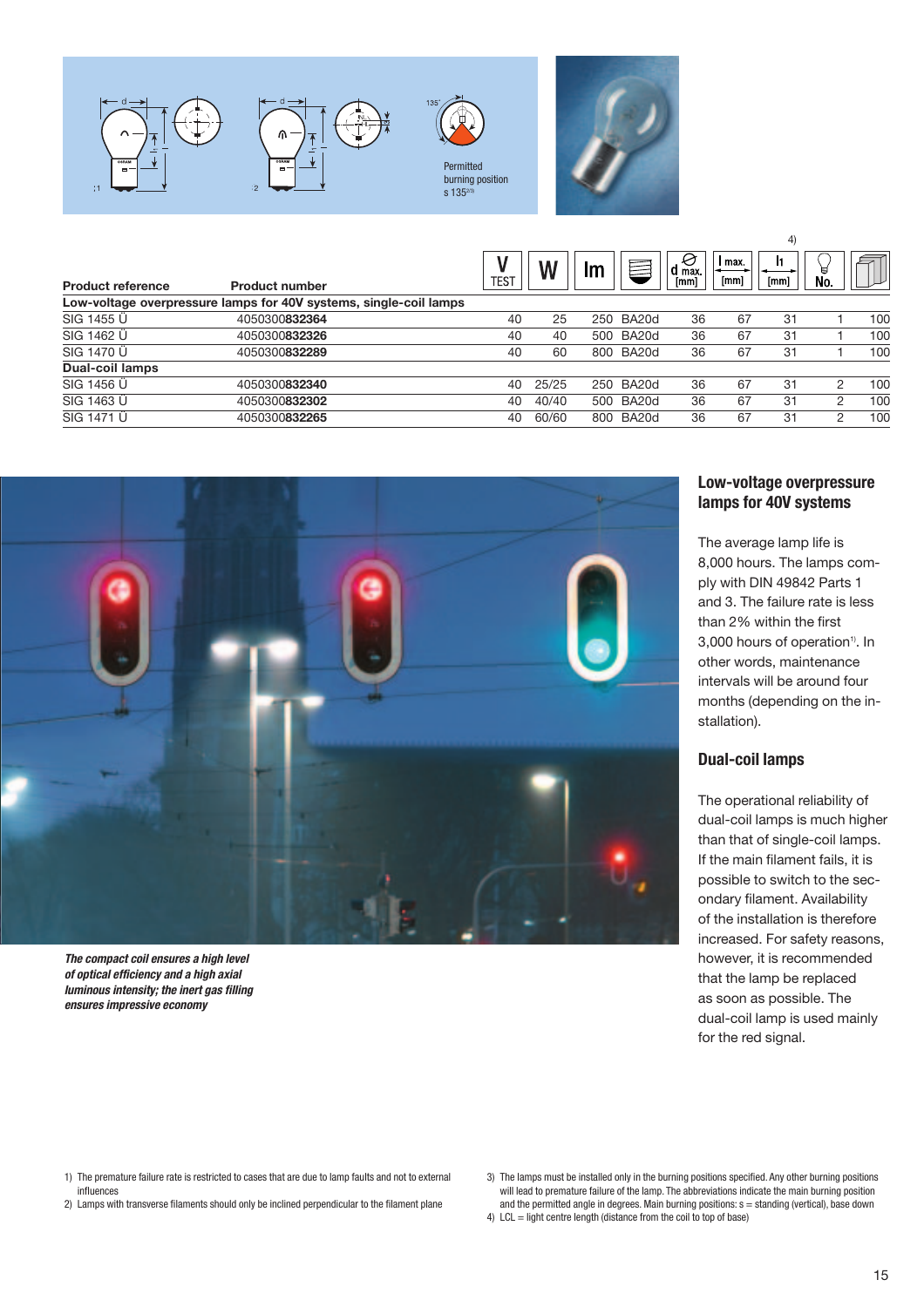Permitted burning position s 135[2/3]

| Product reference | Product number | V TEST | W | lm | | d max. [mm] | l max. [mm] | l1 [mm] 4) | No. | |
|---|---|---|---|---|---|---|---|---|---|---|
| **Low-voltage overpressure lamps for 40V systems, single-coil lamps** | | | | | | | | | | |
| SIG 1455 Ü | 4050300**832364** | 40 | 25 | 250 | BA20d | 36 | 67 | 31 | 1 | 100 |
| SIG 1462 Ü | 4050300**832326** | 40 | 40 | 500 | BA20d | 36 | 67 | 31 | 1 | 100 |
| SIG 1470 Ü | 4050300**832289** | 40 | 60 | 800 | BA20d | 36 | 67 | 31 | 1 | 100 |
| **Dual-coil lamps** | | | | | | | | | | |
| SIG 1456 Ü | 4050300**832340** | 40 | 25/25 | 250 | BA20d | 36 | 67 | 31 | 2 | 100 |
| SIG 1463 Ü | 4050300**832302** | 40 | 40/40 | 500 | BA20d | 36 | 67 | 31 | 2 | 100 |
| SIG 1471 Ü | 4050300**832265** | 40 | 60/60 | 800 | BA20d | 36 | 67 | 31 | 2 | 100 |

*The compact coil ensures a high level of optical efficiency and a high axial luminous intensity; the inert gas filling ensures impressive economy*

## Low-voltage overpressure lamps for 40V systems

The average lamp life is 8,000 hours. The lamps comply with DIN 49842 Parts 1 and 3. The failure rate is less than 2% within the first 3,000 hours of operation[1]. In other words, maintenance intervals will be around four months (depending on the installation).

## Dual-coil lamps

The operational reliability of dual-coil lamps is much higher than that of single-coil lamps. If the main filament fails, it is possible to switch to the secondary filament. Availability of the installation is therefore increased. For safety reasons, however, it is recommended that the lamp be replaced as soon as possible. The dual-coil lamp is used mainly for the red signal.

1) The premature failure rate is restricted to cases that are due to lamp faults and not to external influences
2) Lamps with transverse filaments should only be inclined perpendicular to the filament plane
3) The lamps must be installed only in the burning positions specified. Any other burning positions will lead to premature failure of the lamp. The abbreviations indicate the main burning position and the permitted angle in degrees. Main burning positions: s = standing (vertical), base down
4) LCL = light centre length (distance from the coil to top of base)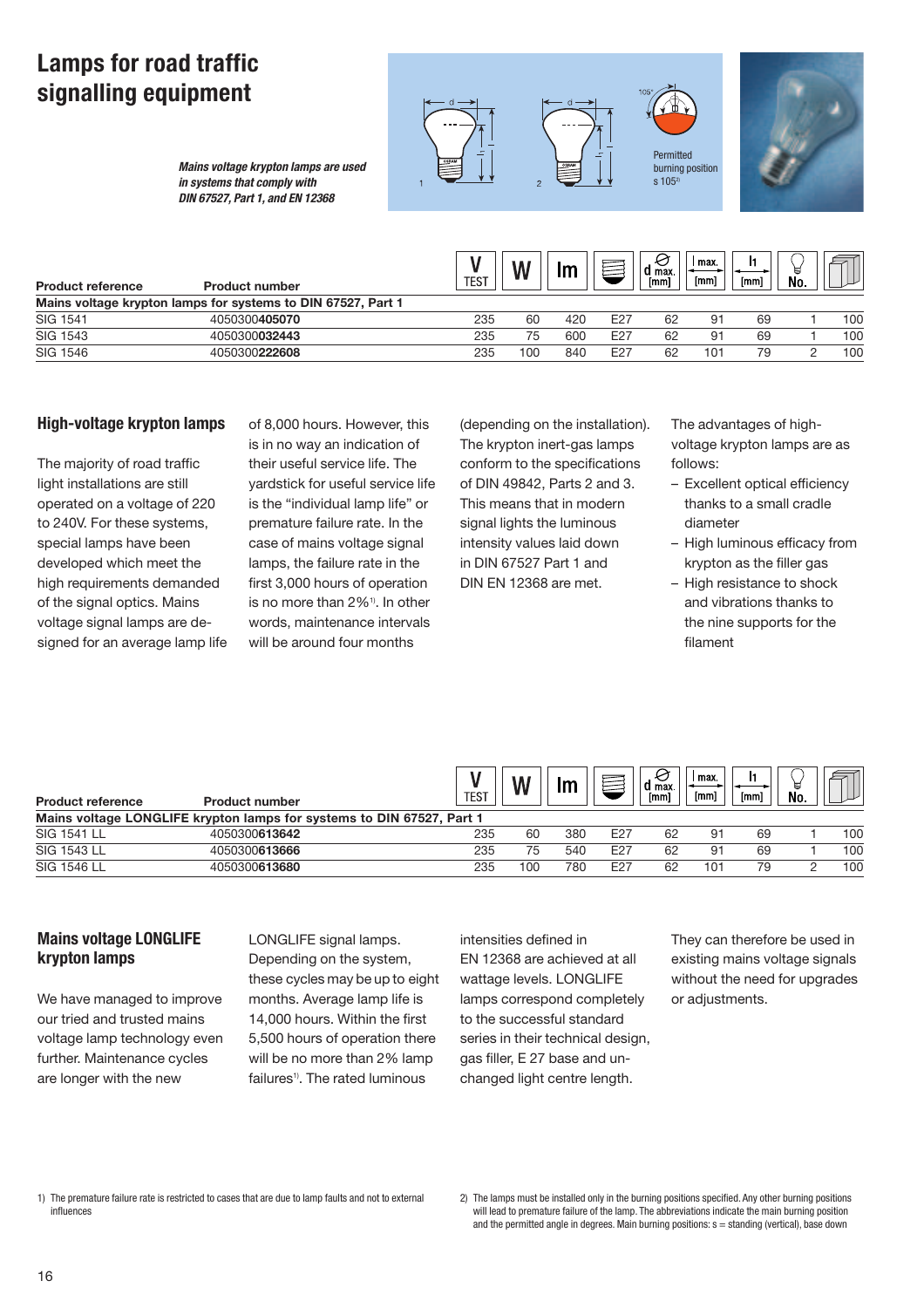# Lamps for road traffic signalling equipment

***Mains voltage krypton lamps are used in systems that comply with DIN 67527, Part 1, and EN 12368***

Permitted burning position s 105[2]

| Product reference | Product number | V TEST | W | lm | Base | d max. [mm] | l max. [mm] | l1 [mm] | No. | Pack |
|---|---|---|---|---|---|---|---|---|---|---|
| **Mains voltage krypton lamps for systems to DIN 67527, Part 1** | | | | | | | | | | |
| SIG 1541 | 4050300**405070** | 235 | 60 | 420 | E27 | 62 | 91 | 69 | 1 | 100 |
| SIG 1543 | 4050300**032443** | 235 | 75 | 600 | E27 | 62 | 91 | 69 | 1 | 100 |
| SIG 1546 | 4050300**222608** | 235 | 100 | 840 | E27 | 62 | 101 | 79 | 2 | 100 |

## High-voltage krypton lamps

The majority of road traffic light installations are still operated on a voltage of 220 to 240V. For these systems, special lamps have been developed which meet the high requirements demanded of the signal optics. Mains voltage signal lamps are designed for an average lamp life of 8,000 hours. However, this is in no way an indication of their useful service life. The yardstick for useful service life is the "individual lamp life" or premature failure rate. In the case of mains voltage signal lamps, the failure rate in the first 3,000 hours of operation is no more than 2%[1]. In other words, maintenance intervals will be around four months (depending on the installation). The krypton inert-gas lamps conform to the specifications of DIN 49842, Parts 2 and 3. This means that in modern signal lights the luminous intensity values laid down in DIN 67527 Part 1 and DIN EN 12368 are met.

The advantages of high-voltage krypton lamps are as follows:

- Excellent optical efficiency thanks to a small cradle diameter
- High luminous efficacy from krypton as the filler gas
- High resistance to shock and vibrations thanks to the nine supports for the filament

| Product reference | Product number | V TEST | W | lm | Base | d max. [mm] | l max. [mm] | l1 [mm] | No. | Pack |
|---|---|---|---|---|---|---|---|---|---|---|
| **Mains voltage LONGLIFE krypton lamps for systems to DIN 67527, Part 1** | | | | | | | | | | |
| SIG 1541 LL | 4050300**613642** | 235 | 60 | 380 | E27 | 62 | 91 | 69 | 1 | 100 |
| SIG 1543 LL | 4050300**613666** | 235 | 75 | 540 | E27 | 62 | 91 | 69 | 1 | 100 |
| SIG 1546 LL | 4050300**613680** | 235 | 100 | 780 | E27 | 62 | 101 | 79 | 2 | 100 |

## Mains voltage LONGLIFE krypton lamps

We have managed to improve our tried and trusted mains voltage lamp technology even further. Maintenance cycles are longer with the new LONGLIFE signal lamps. Depending on the system, these cycles may be up to eight months. Average lamp life is 14,000 hours. Within the first 5,500 hours of operation there will be no more than 2% lamp failures[1]. The rated luminous intensities defined in EN 12368 are achieved at all wattage levels. LONGLIFE lamps correspond completely to the successful standard series in their technical design, gas filler, E 27 base and unchanged light centre length. They can therefore be used in existing mains voltage signals without the need for upgrades or adjustments.

1) The premature failure rate is restricted to cases that are due to lamp faults and not to external influences

2) The lamps must be installed only in the burning positions specified. Any other burning positions will lead to premature failure of the lamp. The abbreviations indicate the main burning position and the permitted angle in degrees. Main burning positions: s = standing (vertical), base down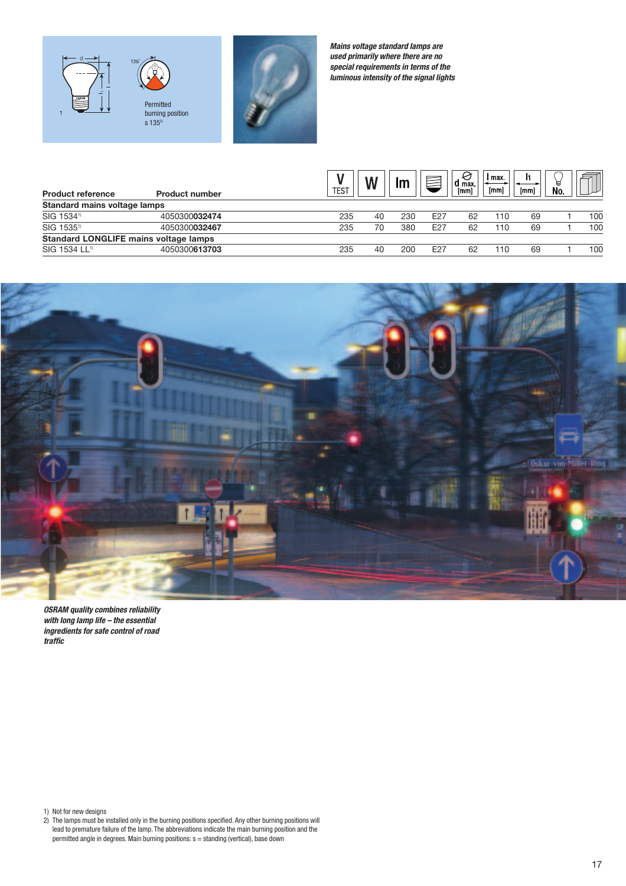Permitted burning position s 135°[2]

***Mains voltage standard lamps are used primarily where there are no special requirements in terms of the luminous intensity of the signal lights***

| Product reference | Product number | V TEST | W | lm | Base | d max. [mm] | l max. [mm] | l1 [mm] | No. | Packing unit |
|---|---|---|---|---|---|---|---|---|---|---|
| **Standard mains voltage lamps** | | | | | | | | | | |
| SIG 1534[1] | 4050300**032474** | 235 | 40 | 230 | E27 | 62 | 110 | 69 | 1 | 100 |
| SIG 1535[1] | 4050300**032467** | 235 | 70 | 380 | E27 | 62 | 110 | 69 | 1 | 100 |
| **Standard LONGLIFE mains voltage lamps** | | | | | | | | | | |
| SIG 1534 LL[1] | 4050300**613703** | 235 | 40 | 200 | E27 | 62 | 110 | 69 | 1 | 100 |

***OSRAM quality combines reliability with long lamp life – the essential ingredients for safe control of road traffic***

1) Not for new designs
2) The lamps must be installed only in the burning positions specified. Any other burning positions will lead to premature failure of the lamp. The abbreviations indicate the main burning position and the permitted angle in degrees. Main burning positions: s = standing (vertical), base down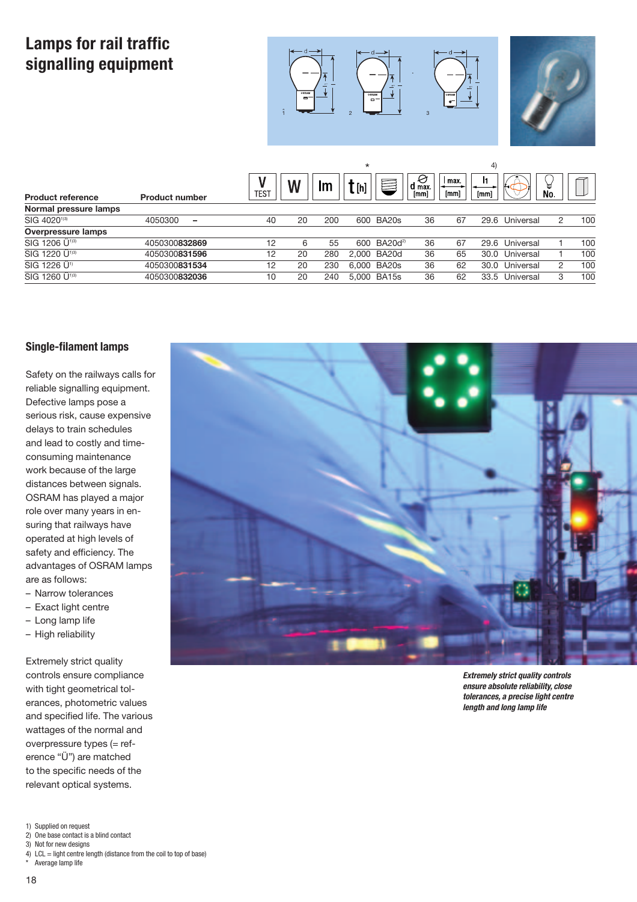# Lamps for rail traffic signalling equipment

| Product reference | Product number | V TEST | W | lm | t [h]* | Base | d max. [mm] | l max. [mm] | $l_1$ [mm][4] | Burning position | No. | Packing unit |
|---|---|---|---|---|---|---|---|---|---|---|---|---|
| **Normal pressure lamps** | | | | | | | | | | | | |
| SIG 4020[1)3)] | 4050300 – | 40 | 20 | 200 | 600 | BA20s | 36 | 67 | 29.6 | Universal | 2 | 100 |
| **Overpressure lamps** | | | | | | | | | | | | |
| SIG 1206 Ü[1)3)] | 4050300**832869** | 12 | 6 | 55 | 600 | BA20d[2)] | 36 | 67 | 29.6 | Universal | 1 | 100 |
| SIG 1220 Ü[1)3)] | 4050300**831596** | 12 | 20 | 280 | 2,000 | BA20d | 36 | 65 | 30.0 | Universal | 1 | 100 |
| SIG 1226 Ü[1)] | 4050300**831534** | 12 | 20 | 230 | 6,000 | BA20s | 36 | 62 | 30.0 | Universal | 2 | 100 |
| SIG 1260 Ü[1)3)] | 4050300**832036** | 10 | 20 | 240 | 5,000 | BA15s | 36 | 62 | 33.5 | Universal | 3 | 100 |

## Single-filament lamps

Safety on the railways calls for reliable signalling equipment. Defective lamps pose a serious risk, cause expensive delays to train schedules and lead to costly and time-consuming maintenance work because of the large distances between signals. OSRAM has played a major role over many years in ensuring that railways have operated at high levels of safety and efficiency. The advantages of OSRAM lamps are as follows:

- Narrow tolerances
- Exact light centre
- Long lamp life
- High reliability

Extremely strict quality controls ensure compliance with tight geometrical tolerances, photometric values and specified life. The various wattages of the normal and overpressure types (= reference "Ü") are matched to the specific needs of the relevant optical systems.

***Extremely strict quality controls ensure absolute reliability, close tolerances, a precise light centre length and long lamp life***

1) Supplied on request
2) One base contact is a blind contact
3) Not for new designs
4) LCL = light centre length (distance from the coil to top of base)
\* Average lamp life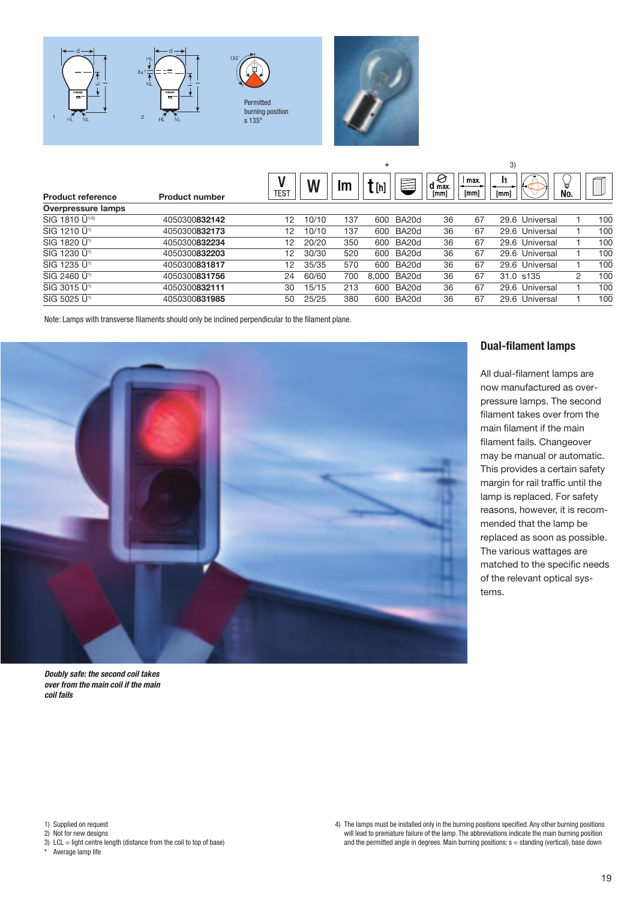Permitted burning position s 135[4]

| Product reference | Product number | V TEST | W | lm | t [h]* | Base | d max. [mm] | l max. [mm] | $l_1$ [mm][3] | Burning position | No. | Packing unit |
|---|---|---|---|---|---|---|---|---|---|---|---|---|
| **Overpressure lamps** | | | | | | | | | | | | |
| SIG 1810 Ü[1/2] | 4050300**832142** | 12 | 10/10 | 137 | 600 | BA20d | 36 | 67 | 29.6 | Universal | 1 | 100 |
| SIG 1210 Ü[1] | 4050300**832173** | 12 | 10/10 | 137 | 600 | BA20d | 36 | 67 | 29.6 | Universal | 1 | 100 |
| SIG 1820 Ü[1] | 4050300**832234** | 12 | 20/20 | 350 | 600 | BA20d | 36 | 67 | 29.6 | Universal | 1 | 100 |
| SIG 1230 Ü[1] | 4050300**832203** | 12 | 30/30 | 520 | 600 | BA20d | 36 | 67 | 29.6 | Universal | 1 | 100 |
| SIG 1235 Ü[1] | 4050300**831817** | 12 | 35/35 | 570 | 600 | BA20d | 36 | 67 | 29.6 | Universal | 1 | 100 |
| SIG 2460 Ü[1] | 4050300**831756** | 24 | 60/60 | 700 | 8,000 | BA20d | 36 | 67 | 31.0 | s135 | 2 | 100 |
| SIG 3015 Ü[1] | 4050300**832111** | 30 | 15/15 | 213 | 600 | BA20d | 36 | 67 | 29.6 | Universal | 1 | 100 |
| SIG 5025 Ü[1] | 4050300**831985** | 50 | 25/25 | 380 | 600 | BA20d | 36 | 67 | 29.6 | Universal | 1 | 100 |

Note: Lamps with transverse filaments should only be inclined perpendicular to the filament plane.

## Dual-filament lamps

All dual-filament lamps are now manufactured as overpressure lamps. The second filament takes over from the main filament if the main filament fails. Changeover may be manual or automatic. This provides a certain safety margin for rail traffic until the lamp is replaced. For safety reasons, however, it is recommended that the lamp be replaced as soon as possible. The various wattages are matched to the specific needs of the relevant optical systems.

***Doubly safe: the second coil takes over from the main coil if the main coil fails***

1) Supplied on request
2) Not for new designs
3) LCL = light centre length (distance from the coil to top of base)
\* Average lamp life

4) The lamps must be installed only in the burning positions specified. Any other burning positions will lead to premature failure of the lamp. The abbreviations indicate the main burning position and the permitted angle in degrees. Main burning positions: s = standing (vertical), base down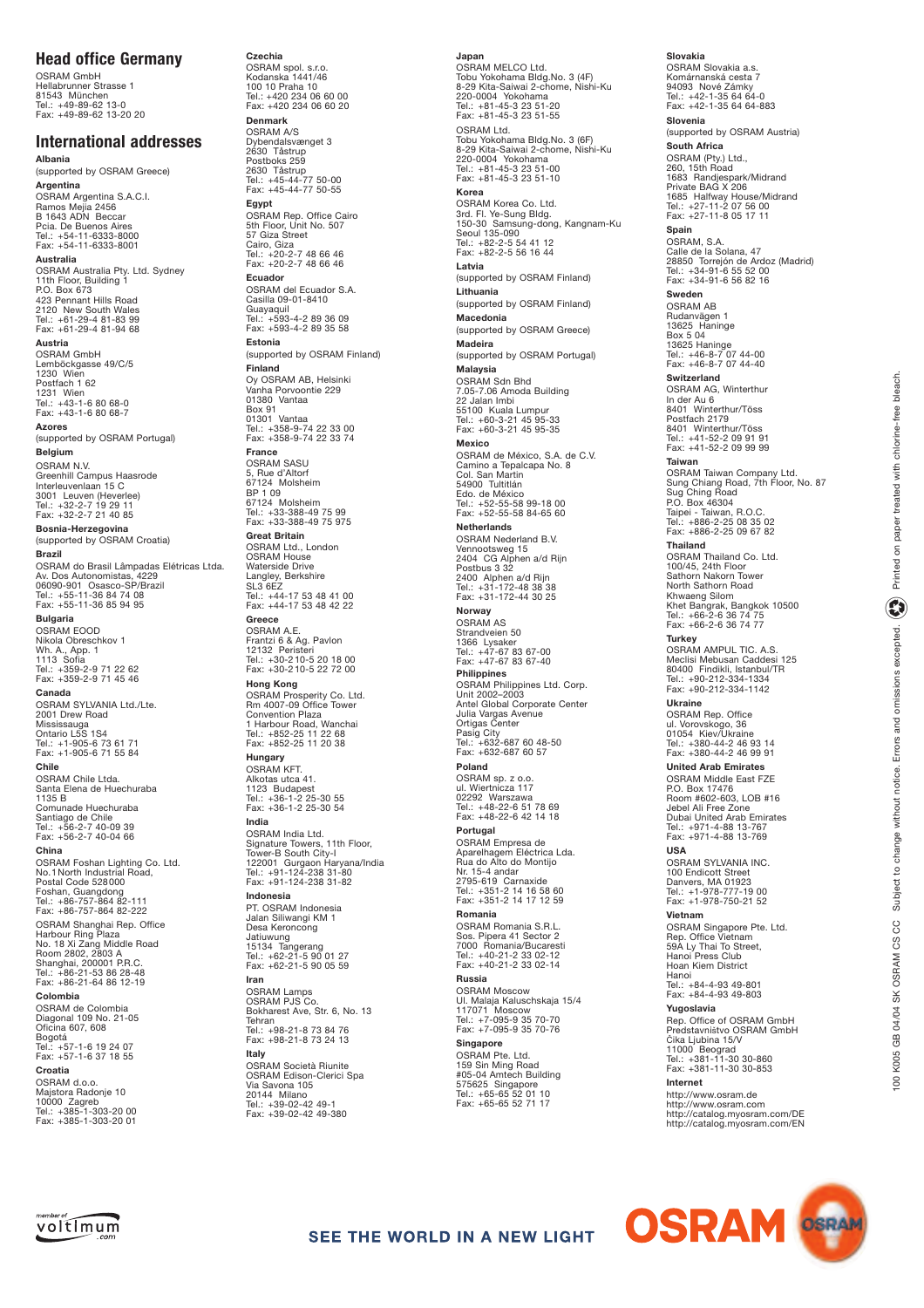## Head office Germany

OSRAM GmbH
Hellabrunner Strasse 1
81543 München
Tel.: +49-89-62 13-0
Fax: +49-89-62 13-20 20

## International addresses

**Albania**
(supported by OSRAM Greece)

**Argentina**
OSRAM Argentina S.A.C.I.
Ramos Mejia 2456
B 1643 ADN Beccar
Pcia. De Buenos Aires
Tel.: +54-11-6333-8000
Fax: +54-11-6333-8001

**Australia**
OSRAM Australia Pty. Ltd. Sydney
11th Floor, Building 1
P.O. Box 673
423 Pennant Hills Road
2120 New South Wales
Tel.: +61-29-4 81-83 99
Fax: +61-29-4 81-94 68

**Austria**
OSRAM GmbH
Lemböckgasse 49/C/5
1230 Wien
Postfach 1 62
1231 Wien
Tel.: +43-1-6 80 68-0
Fax: +43-1-6 80 68-7

**Azores**
(supported by OSRAM Portugal)

**Belgium**
OSRAM N.V.
Greenhill Campus Haasrode
Interleuvenlaan 15 C
3001 Leuven (Heverlee)
Tel.: +32-2-7 19 29 11
Fax: +32-2-7 21 40 85

**Bosnia-Herzegovina**
(supported by OSRAM Croatia)

**Brazil**
OSRAM do Brasil Lâmpadas Elétricas Ltda.
Av. Dos Autonomistas, 4229
06090-901 Osasco-SP/Brazil
Tel.: +55-11-36 84 74 08
Fax: +55-11-36 85 94 95

**Bulgaria**
OSRAM EOOD
Nikola Obreschkov 1
Wh. A., App. 1
1113 Sofia
Tel.: +359-2-9 71 22 62
Fax: +359-2-9 71 45 46

**Canada**
OSRAM SYLVANIA Ltd./Lte.
2001 Drew Road
Mississauga
Ontario L5S 1S4
Tel.: +1-905-6 73 61 71
Fax: +1-905-6 71 55 84

**Chile**
OSRAM Chile Ltda.
Santa Elena de Huechuraba
1135 B
Comunade Huechuraba
Santiago de Chile
Tel.: +56-2-7 40-09 39
Fax: +56-2-7 40-04 66

**China**
OSRAM Foshan Lighting Co. Ltd.
No.1North Industrial Road,
Postal Code 528000
Foshan, Guangdong
Tel.: +86-757-864 82-111
Fax: +86-757-864 82-222

OSRAM Shanghai Rep. Office
Harbour Ring Plaza
No. 18 Xi Zang Middle Road
Room 2802, 2803 A
Shanghai, 200001 P.R.C.
Tel.: +86-21-53 86 28-48
Fax: +86-21-64 86 12-19

**Colombia**
OSRAM de Colombia
Diagonal 109 No. 21-05
Oficina 607, 608
Bogotá
Tel.: +57-1-6 19 24 07
Fax: +57-1-6 37 18 55

**Croatia**
OSRAM d.o.o.
Majstora Radonje 10
10000 Zagreb
Tel.: +385-1-303-20 00
Fax: +385-1-303-20 01

**Czechia**
OSRAM spol. s.r.o.
Kodanska 1441/46
100 10 Praha 10
Tel.: +420 234 06 60 00
Fax: +420 234 06 60 20

**Denmark**
OSRAM A/S
Dybendalsvænget 3
2630 Tåstrup
Postboks 259
2630 Tåstrup
Tel.: +45-44-77 50-00
Fax: +45-44-77 50-55

**Egypt**
OSRAM Rep. Office Cairo
5th Floor, Unit No. 507
57 Giza Street
Cairo, Giza
Tel.: +20-2-7 48 66 46
Fax: +20-2-7 48 66 46

**Ecuador**
OSRAM del Ecuador S.A.
Casilla 09-01-8410
Guayaquil
Tel.: +593-4-2 89 36 09
Fax: +593-4-2 89 35 58

**Estonia**
(supported by OSRAM Finland)

**Finland**
Oy OSRAM AB, Helsinki
Vanha Porvoontie 229
01380 Vantaa
Box 91
01301 Vantaa
Tel.: +358-9-74 22 33 00
Fax: +358-9-74 22 33 74

**France**
OSRAM SASU
5, Rue d'Altorf
67124 Molsheim
BP 1 09
67124 Molsheim
Tel.: +33-388-49 75 99
Fax: +33-388-49 75 975

**Great Britain**
OSRAM Ltd., London
OSRAM House
Waterside Drive
Langley, Berkshire
SL3 6EZ
Tel.: +44-17 53 48 41 00
Fax: +44-17 53 48 42 22

**Greece**
OSRAM A.E.
Frantzi 6 & Ag. Pavlon
12132 Peristeri
Tel.: +30-210-5 20 18 00
Fax: +30-210-5 22 72 00

**Hong Kong**
OSRAM Prosperity Co. Ltd.
Rm 4007-09 Office Tower
Convention Plaza
1 Harbour Road, Wanchai
Tel.: +852-25 11 22 68
Fax: +852-25 11 20 38

**Hungary**
OSRAM KFT.
Alkotas utca 41.
1123 Budapest
Tel.: +36-1-2 25-30 55
Fax: +36-1-2 25-30 54

**India**
OSRAM India Ltd.
Signature Towers, 11th Floor,
Tower-B South City-I
122001 Gurgaon Haryana/India
Tel.: +91-124-238 31-80
Fax: +91-124-238 31-82

**Indonesia**
PT. OSRAM Indonesia
Jalan Siliwangi KM 1
Desa Keroncong
Jatiuwung
15134 Tangerang
Tel.: +62-21-5 90 01 27
Fax: +62-21-5 90 05 59

**Iran**
OSRAM Lamps
OSRAM PJS Co.
Bokharest Ave, Str. 6, No. 13
Tehran
Tel.: +98-21-8 73 84 76
Fax: +98-21-8 73 24 13

**Italy**
OSRAM Società Riunite
OSRAM Edison-Clerici Spa
Via Savona 105
20144 Milano
Tel.: +39-02-42 49-1
Fax: +39-02-42 49-380

**Japan**
OSRAM MELCO Ltd.
Tobu Yokohama Bldg.No. 3 (4F)
8-29 Kita-Saiwai 2-chome, Nishi-Ku
220-0004 Yokohama
Tel.: +81-45-3 23 51-20
Fax: +81-45-3 23 51-55

OSRAM Ltd.
Tobu Yokohama Bldg.No. 3 (6F)
8-29 Kita-Saiwai 2-chome, Nishi-Ku
220-0004 Yokohama
Tel.: +81-45-3 23 51-00
Fax: +81-45-3 23 51-10

**Korea**
OSRAM Korea Co. Ltd.
3rd. Fl. Ye-Sung Bldg.
150-30 Samsung-dong, Kangnam-Ku
Seoul 135-090
Tel.: +82-2-5 54 41 12
Fax: +82-2-5 56 16 44

**Latvia**
(supported by OSRAM Finland)

**Lithuania**
(supported by OSRAM Finland)

**Macedonia**
(supported by OSRAM Greece)

**Madeira**
(supported by OSRAM Portugal)

**Malaysia**
OSRAM Sdn Bhd
7.05-7.06 Amoda Building
22 Jalan Imbi
55100 Kuala Lumpur
Tel.: +60-3-21 45 95-33
Fax: +60-3-21 45 95-35

**Mexico**
OSRAM de México, S.A. de C.V.
Camino a Tepalcapa No. 8
Col. San Martin
54900 Tultitlán
Edo. de México
Tel.: +52-55-58 99-18 00
Fax: +52-55-58 84-65 60

**Netherlands**
OSRAM Nederland B.V.
Vennootsweg 15
2404 CG Alphen a/d Rijn
Postbus 3 32
2400 Alphen a/d Rijn
Tel.: +31-172-48 38 38
Fax: +31-172-44 30 25

**Norway**
OSRAM AS
Strandveien 50
1366 Lysaker
Tel.: +47-67 83 67-00
Fax: +47-67 83 67-40

**Philippines**
OSRAM Philippines Ltd. Corp.
Unit 2002-2003
Antel Global Corporate Center
Julia Vargas Avenue
Ortigas Center
Pasig City
Tel.: +632-687 60 48-50
Fax: +632-687 60 57

**Poland**
OSRAM sp. z o.o.
ul. Wiertnicza 117
02292 Warszawa
Tel.: +48-22-6 51 78 69
Fax: +48-22-6 42 14 18

**Portugal**
OSRAM Empresa de
Aparelhagem Eléctrica Lda.
Rua do Alto do Montijo
Nr. 15-4 andar
2795-619 Carnaxide
Tel.: +351-2 14 16 58 60
Fax: +351-2 14 17 12 59

**Romania**
OSRAM Romania S.R.L.
Sos. Pipera 41 Sector 2
7000 Romania/Bucaresti
Tel.: +40-21-2 33 02-12
Fax: +40-21-2 33 02-14

**Russia**
OSRAM Moscow
Ul. Malaja Kaluschskaja 15/4
117071 Moscow
Tel.: +7-095-9 35 70-70
Fax: +7-095-9 35 70-76

**Singapore**
OSRAM Pte. Ltd.
159 Sin Ming Road
#05-04 Amtech Building
575625 Singapore
Tel.: +65-65 52 01 10
Fax: +65-65 52 71 17

**Slovakia**
OSRAM Slovakia a.s.
Komárnanská cesta 7
94093 Nové Zámky
Tel.: +42-1-35 64 64-0
Fax: +42-1-35 64 64-883

**Slovenia**
(supported by OSRAM Austria)

**South Africa**
OSRAM (Pty.) Ltd.,
260, 15th Road
1683 Randjespark/Midrand
Private BAG X 206
1685 Halfway House/Midrand
Tel.: +27-11-2 07 56 00
Fax: +27-11-8 05 17 11

**Spain**
OSRAM, S.A.
Calle de la Solana, 47
28850 Torrejón de Ardoz (Madrid)
Tel.: +34-91-6 55 52 00
Fax: +34-91-6 56 82 16

**Sweden**
OSRAM AB
Rudanvägen 1
13625 Haninge
Box 5 04
13625 Haninge
Tel.: +46-8-7 07 44-00
Fax: +46-8-7 07 44-40

**Switzerland**
OSRAM AG, Winterthur
In der Au 6
8401 Winterthur/Töss
Postfach 2179
8401 Winterthur/Töss
Tel.: +41-52-2 09 91 91
Fax: +41-52-2 09 99 99

**Taiwan**
OSRAM Taiwan Company Ltd.
Sung Chiang Road, 7th Floor, No. 87
Sug Ching Road
P.O. Box 46304
Taipei - Taiwan, R.O.C.
Tel.: +886-2-25 08 35 02
Fax: +886-2-25 09 67 82

**Thailand**
OSRAM Thailand Co. Ltd.
100/45, 24th Floor
Sathorn Nakorn Tower
North Sathorn Road
Khwaeng Silom
Khet Bangrak, Bangkok 10500
Tel.: +66-2-6 36 74 75
Fax: +66-2-6 36 74 77

**Turkey**
OSRAM AMPUL TIC. A.S.
Meclisi Mebusan Caddesi 125
80400 Findikli, Istanbul/TR
Tel.: +90-212-334-1334
Fax: +90-212-334-1142

**Ukraine**
OSRAM Rep. Office
ul. Vorovskogo, 36
01054 Kiev/Ukraine
Tel.: +380-44-2 46 93 14
Fax: +380-44-2 46 99 91

**United Arab Emirates**
OSRAM Middle East FZE
P.O. Box 17476
Room #602-603, LOB #16
Jebel Ali Free Zone
Dubai United Arab Emirates
Tel.: +971-4-88 13-767
Fax: +971-4-88 13-769

**USA**
OSRAM SYLVANIA INC.
100 Endicott Street
Danvers, MA 01923
Tel.: +1-978-777-19 00
Fax: +1-978-750-21 52

**Vietnam**
OSRAM Singapore Pte. Ltd.
Rep. Office Vietnam
59A Ly Thai To Street,
Hanoi Press Club
Hoan Kiem District
Hanoi
Tel.: +84-4-93 49-801
Fax: +84-4-93 49-803

**Yugoslavia**
Rep. Office of OSRAM GmbH
Predstavništvo OSRAM GmbH
Cika Ljubina 15/V
11000 Beograd
Tel.: +381-11-30 30-860
Fax: +381-11-30 30-853

**Internet**
http://www.osram.de
http://www.osram.com
http://catalog.myosram.com/DE
http://catalog.myosram.com/EN

100 K005 GB 04/04 SK OSRAM CS CC Subject to change without notice. Errors and omissions excepted. Printed on paper treated with chlorine-free bleach.

member of voltimum.com

SEE THE WORLD IN A NEW LIGHT

OSRAM